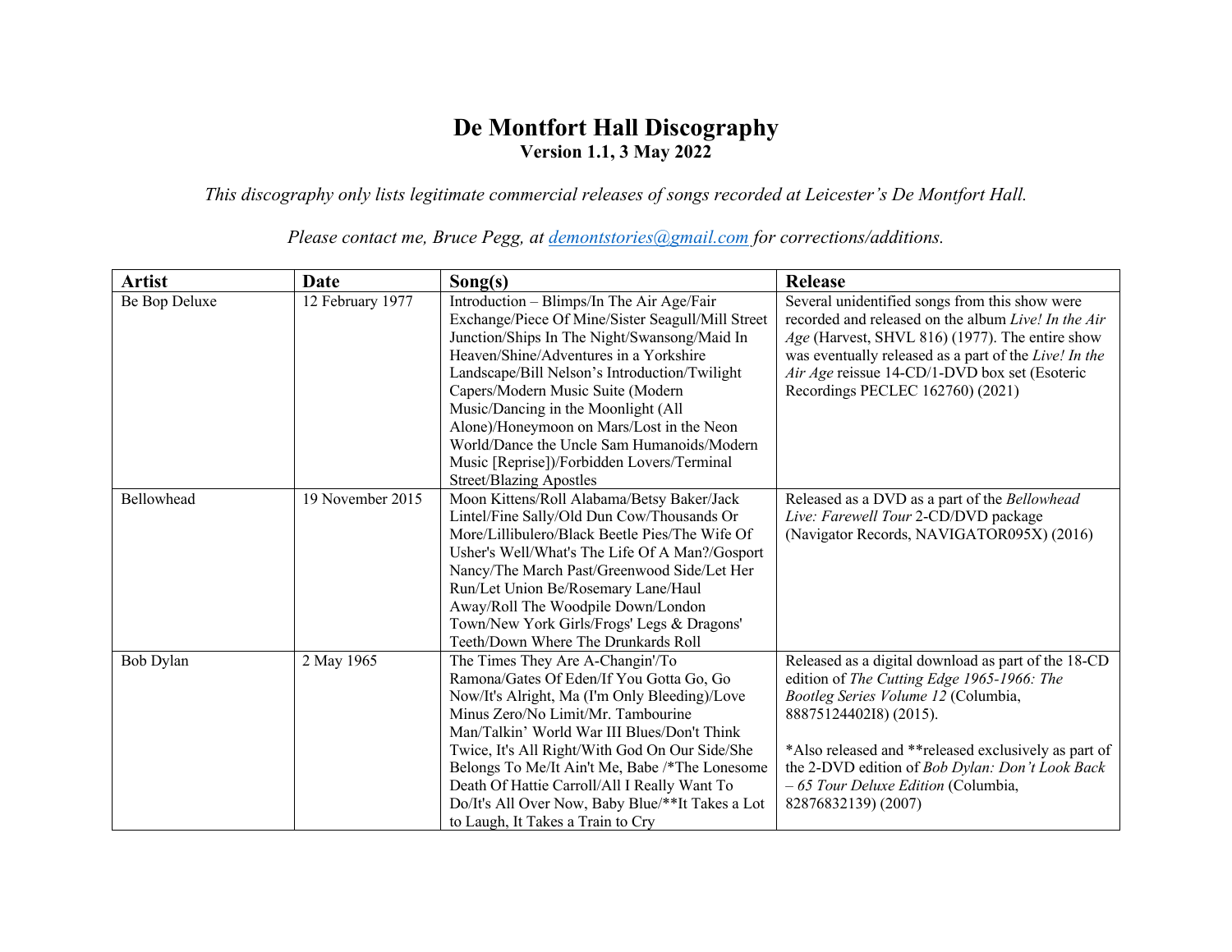# De Montfort Hall Discography

**Version 1.1, 3 May 2022**

*This discography only lists legitimate commercial releases of songs recorded at Leicester's De Montfort Hall.*

*Please contact me, Bruce Pegg, at [demontstories@gmail.com](mailto:demontstories@gmail.com) for corrections/additions.*

| Artist | Date | Song(s) | Release |
|---|---|---|---|
| Be Bop Deluxe | 12 February 1977 | Introduction – Blimps/In The Air Age/Fair Exchange/Piece Of Mine/Sister Seagull/Mill Street Junction/Ships In The Night/Swansong/Maid In Heaven/Shine/Adventures in a Yorkshire Landscape/Bill Nelson's Introduction/Twilight Capers/Modern Music Suite (Modern Music/Dancing in the Moonlight (All Alone)/Honeymoon on Mars/Lost in the Neon World/Dance the Uncle Sam Humanoids/Modern Music [Reprise])/Forbidden Lovers/Terminal Street/Blazing Apostles | Several unidentified songs from this show were recorded and released on the album *Live! In the Air Age* (Harvest, SHVL 816) (1977). The entire show was eventually released as a part of the *Live! In the Air Age* reissue 14-CD/1-DVD box set (Esoteric Recordings PECLEC 162760) (2021) |
| Bellowhead | 19 November 2015 | Moon Kittens/Roll Alabama/Betsy Baker/Jack Lintel/Fine Sally/Old Dun Cow/Thousands Or More/Lillibulero/Black Beetle Pies/The Wife Of Usher's Well/What's The Life Of A Man?/Gosport Nancy/The March Past/Greenwood Side/Let Her Run/Let Union Be/Rosemary Lane/Haul Away/Roll The Woodpile Down/London Town/New York Girls/Frogs' Legs & Dragons' Teeth/Down Where The Drunkards Roll | Released as a DVD as a part of the *Bellowhead Live: Farewell Tour* 2-CD/DVD package (Navigator Records, NAVIGATOR095X) (2016) |
| Bob Dylan | 2 May 1965 | The Times They Are A-Changin'/To Ramona/Gates Of Eden/If You Gotta Go, Go Now/It's Alright, Ma (I'm Only Bleeding)/Love Minus Zero/No Limit/Mr. Tambourine Man/Talkin' World War III Blues/Don't Think Twice, It's All Right/With God On Our Side/She Belongs To Me/It Ain't Me, Babe /*The Lonesome Death Of Hattie Carroll/All I Really Want To Do/It's All Over Now, Baby Blue/**It Takes a Lot to Laugh, It Takes a Train to Cry | Released as a digital download as part of the 18-CD edition of *The Cutting Edge 1965-1966: The Bootleg Series Volume 12* (Columbia, 88875124402I8) (2015).<br><br>*Also released and **released exclusively as part of the 2-DVD edition of *Bob Dylan: Don't Look Back – 65 Tour Deluxe Edition* (Columbia, 82876832139) (2007) |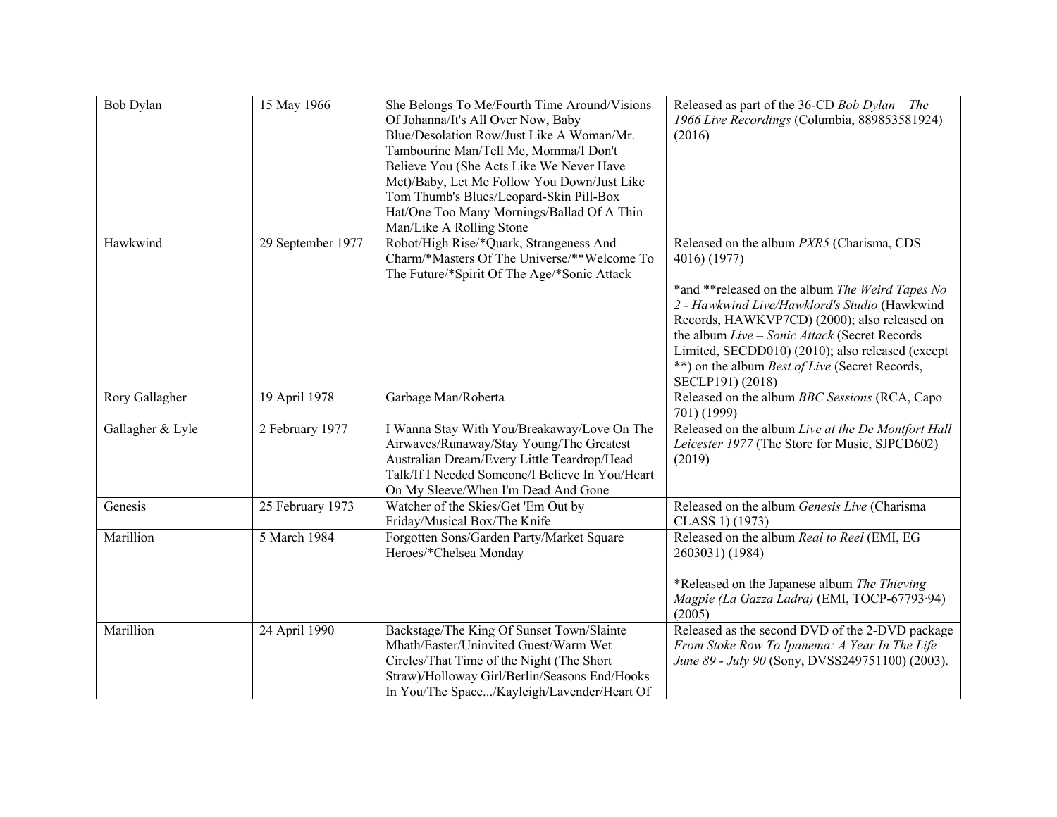| | | | |
|---|---|---|---|
| Bob Dylan | 15 May 1966 | She Belongs To Me/Fourth Time Around/Visions Of Johanna/It's All Over Now, Baby Blue/Desolation Row/Just Like A Woman/Mr. Tambourine Man/Tell Me, Momma/I Don't Believe You (She Acts Like We Never Have Met)/Baby, Let Me Follow You Down/Just Like Tom Thumb's Blues/Leopard-Skin Pill-Box Hat/One Too Many Mornings/Ballad Of A Thin Man/Like A Rolling Stone | Released as part of the 36-CD *Bob Dylan – The 1966 Live Recordings* (Columbia, 889853581924) (2016) |
| Hawkwind | 29 September 1977 | Robot/High Rise/*Quark, Strangeness And Charm/*Masters Of The Universe/**Welcome To The Future/*Spirit Of The Age/*Sonic Attack | Released on the album *PXR5* (Charisma, CDS 4016) (1977)<br><br>*and **released on the album *The Weird Tapes No 2 - Hawkwind Live/Hawklord's Studio* (Hawkwind Records, HAWKVP7CD) (2000); also released on the album *Live – Sonic Attack* (Secret Records Limited, SECDD010) (2010); also released (except **) on the album *Best of Live* (Secret Records, SECLP191) (2018) |
| Rory Gallagher | 19 April 1978 | Garbage Man/Roberta | Released on the album *BBC Sessions* (RCA, Capo 701) (1999) |
| Gallagher & Lyle | 2 February 1977 | I Wanna Stay With You/Breakaway/Love On The Airwaves/Runaway/Stay Young/The Greatest Australian Dream/Every Little Teardrop/Head Talk/If I Needed Someone/I Believe In You/Heart On My Sleeve/When I'm Dead And Gone | Released on the album *Live at the De Montfort Hall Leicester 1977* (The Store for Music, SJPCD602) (2019) |
| Genesis | 25 February 1973 | Watcher of the Skies/Get 'Em Out by Friday/Musical Box/The Knife | Released on the album *Genesis Live* (Charisma CLASS 1) (1973) |
| Marillion | 5 March 1984 | Forgotten Sons/Garden Party/Market Square Heroes/*Chelsea Monday | Released on the album *Real to Reel* (EMI, EG 2603031) (1984)<br><br>*Released on the Japanese album *The Thieving Magpie (La Gazza Ladra)* (EMI, TOCP-67793·94) (2005) |
| Marillion | 24 April 1990 | Backstage/The King Of Sunset Town/Slainte Mhath/Easter/Uninvited Guest/Warm Wet Circles/That Time of the Night (The Short Straw)/Holloway Girl/Berlin/Seasons End/Hooks In You/The Space.../Kayleigh/Lavender/Heart Of | Released as the second DVD of the 2-DVD package *From Stoke Row To Ipanema: A Year In The Life June 89 - July 90* (Sony, DVSS249751100) (2003). |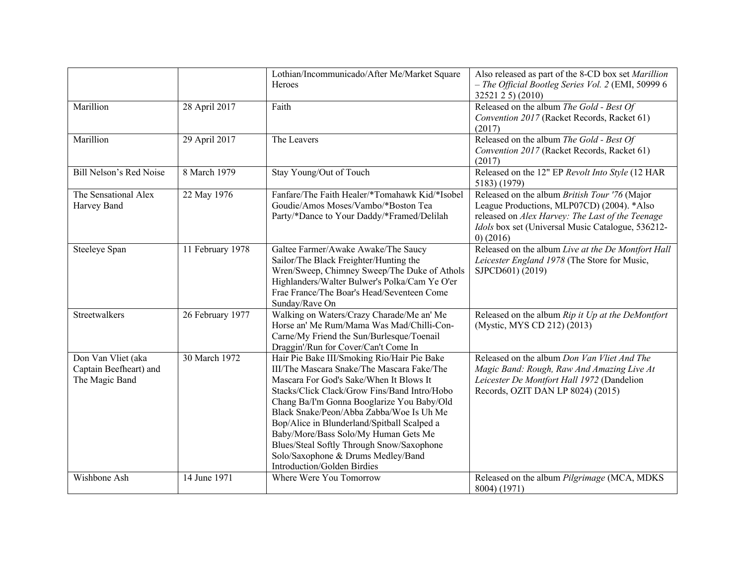| | | | |
|---|---|---|---|
| | | Lothian/Incommunicado/After Me/Market Square Heroes | Also released as part of the 8-CD box set *Marillion – The Official Bootleg Series Vol. 2* (EMI, 50999 6 32521 2 5) (2010) |
| Marillion | 28 April 2017 | Faith | Released on the album *The Gold - Best Of Convention 2017* (Racket Records, Racket 61) (2017) |
| Marillion | 29 April 2017 | The Leavers | Released on the album *The Gold - Best Of Convention 2017* (Racket Records, Racket 61) (2017) |
| Bill Nelson's Red Noise | 8 March 1979 | Stay Young/Out of Touch | Released on the 12" EP *Revolt Into Style* (12 HAR 5183) (1979) |
| The Sensational Alex Harvey Band | 22 May 1976 | Fanfare/The Faith Healer/*Tomahawk Kid/*Isobel Goudie/Amos Moses/Vambo/*Boston Tea Party/*Dance to Your Daddy/*Framed/Delilah | Released on the album *British Tour '76* (Major League Productions, MLP07CD) (2004). *Also released on *Alex Harvey: The Last of the Teenage Idols* box set (Universal Music Catalogue, 536212-0) (2016) |
| Steeleye Span | 11 February 1978 | Galtee Farmer/Awake Awake/The Saucy Sailor/The Black Freighter/Hunting the Wren/Sweep, Chimney Sweep/The Duke of Athols Highlanders/Walter Bulwer's Polka/Cam Ye O'er Frae France/The Boar's Head/Seventeen Come Sunday/Rave On | Released on the album *Live at the De Montfort Hall Leicester England 1978* (The Store for Music, SJPCD601) (2019) |
| Streetwalkers | 26 February 1977 | Walking on Waters/Crazy Charade/Me an' Me Horse an' Me Rum/Mama Was Mad/Chilli-Con-Carne/My Friend the Sun/Burlesque/Toenail Draggin'/Run for Cover/Can't Come In | Released on the album *Rip it Up at the DeMontfort* (Mystic, MYS CD 212) (2013) |
| Don Van Vliet (aka Captain Beefheart) and The Magic Band | 30 March 1972 | Hair Pie Bake III/Smoking Rio/Hair Pie Bake III/The Mascara Snake/The Mascara Fake/The Mascara For God's Sake/When It Blows It Stacks/Click Clack/Grow Fins/Band Intro/Hobo Chang Ba/I'm Gonna Booglarize You Baby/Old Black Snake/Peon/Abba Zabba/Woe Is Uh Me Bop/Alice in Blunderland/Spitball Scalped a Baby/More/Bass Solo/My Human Gets Me Blues/Steal Softly Through Snow/Saxophone Solo/Saxophone & Drums Medley/Band Introduction/Golden Birdies | Released on the album *Don Van Vliet And The Magic Band: Rough, Raw And Amazing Live At Leicester De Montfort Hall 1972* (Dandelion Records, OZIT DAN LP 8024) (2015) |
| Wishbone Ash | 14 June 1971 | Where Were You Tomorrow | Released on the album *Pilgrimage* (MCA, MDKS 8004) (1971) |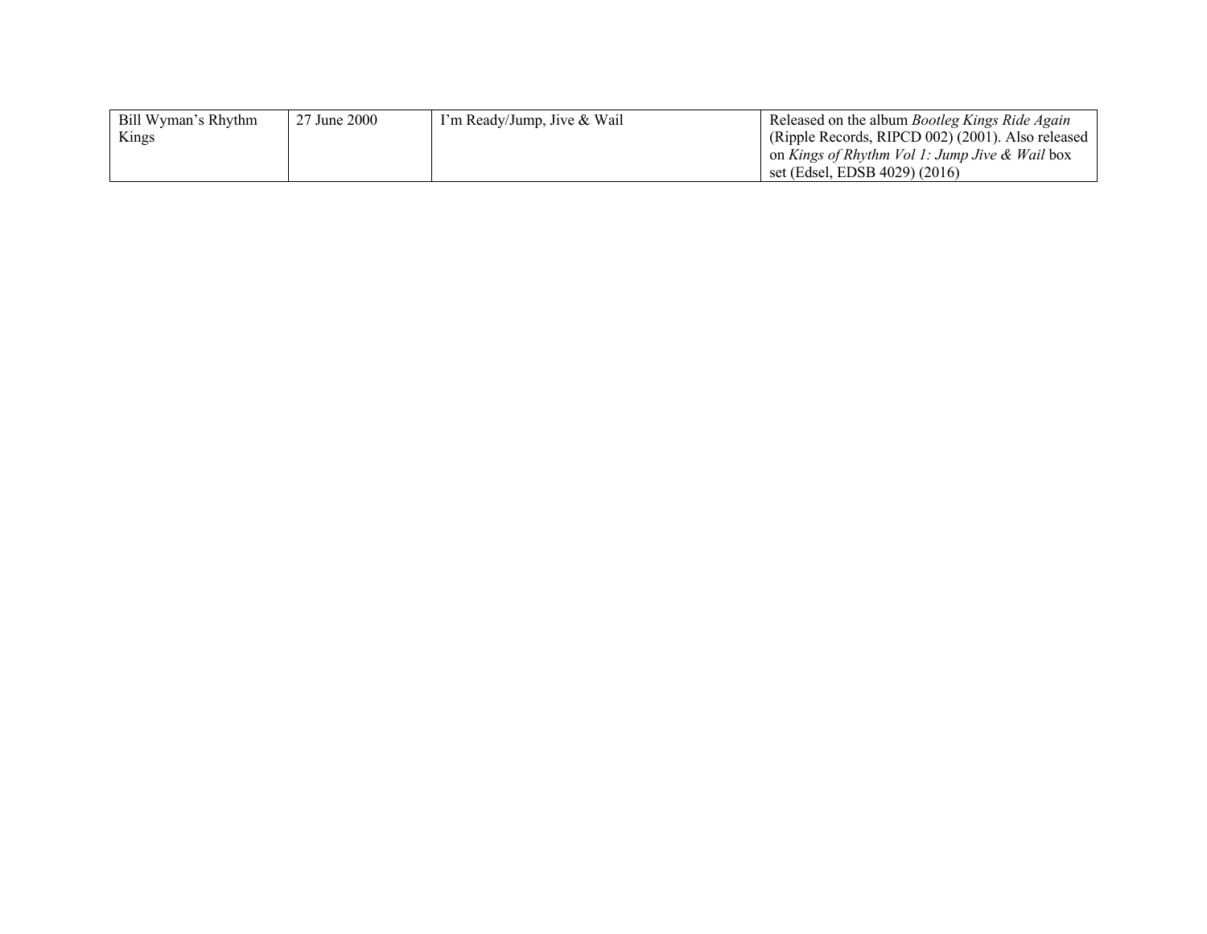| | | | |
|---|---|---|---|
| Bill Wyman's Rhythm Kings | 27 June 2000 | I'm Ready/Jump, Jive & Wail | Released on the album *Bootleg Kings Ride Again* (Ripple Records, RIPCD 002) (2001). Also released on *Kings of Rhythm Vol 1: Jump Jive & Wail* box set (Edsel, EDSB 4029) (2016) |